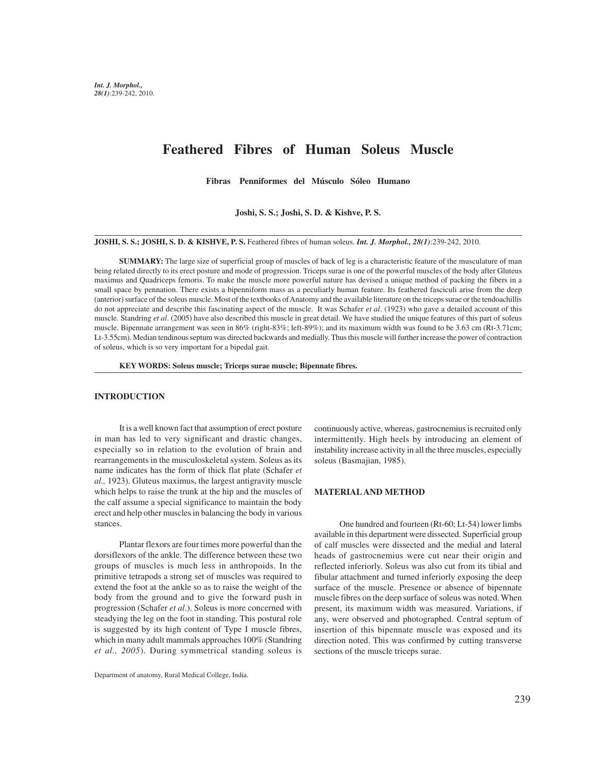# Feathered Fibres of Human Soleus Muscle

**Fibras Penniformes del Músculo Sóleo Humano**

**Joshi, S. S.; Joshi, S. D. & Kishve, P. S.**

**JOSHI, S. S.; JOSHI, S. D. & KISHVE, P. S.** Feathered fibres of human soleus. ***Int. J. Morphol., 28(1)***:239-242, 2010.

**SUMMARY:** The large size of superficial group of muscles of back of leg is a characteristic feature of the musculature of man being related directly to its erect posture and mode of progression. Triceps surae is one of the powerful muscles of the body after Gluteus maximus and Quadriceps femoris. To make the muscle more powerful nature has devised a unique method of packing the fibers in a small space by pennation. There exists a bipenniform mass as a peculiarly human feature. Its feathered fasciculi arise from the deep (anterior) surface of the soleus muscle. Most of the textbooks of Anatomy and the available literature on the triceps surae or the tendoachillis do not appreciate and describe this fascinating aspect of the muscle. It was Schafer *et al*. (1923) who gave a detailed account of this muscle. Standring *et al*. (2005) have also described this muscle in great detail. We have studied the unique features of this part of soleus muscle. Bipennate arrangement was seen in 86% (right-83%; left-89%); and its maximum width was found to be 3.63 cm (Rt-3.71cm; Lt-3.55cm). Median tendinous septum was directed backwards and medially. Thus this muscle will further increase the power of contraction of soleus, which is so very important for a bipedal gait.

**KEY WORDS: Soleus muscle; Triceps surae muscle; Bipennate fibres.**

## INTRODUCTION

It is a well known fact that assumption of erect posture in man has led to very significant and drastic changes, especially so in relation to the evolution of brain and rearrangements in the musculoskeletal system. Soleus as its name indicates has the form of thick flat plate (Schafer *et al.,* 1923). Gluteus maximus, the largest antigravity muscle which helps to raise the trunk at the hip and the muscles of the calf assume a special significance to maintain the body erect and help other muscles in balancing the body in various stances.

Plantar flexors are four times more powerful than the dorsiflexors of the ankle. The difference between these two groups of muscles is much less in anthropoids. In the primitive tetrapods a strong set of muscles was required to extend the foot at the ankle so as to raise the weight of the body from the ground and to give the forward push in progression (Schafer *et al*.). Soleus is more concerned with steadying the leg on the foot in standing. This postural role is suggested by its high content of Type I muscle fibres, which in many adult mammals approaches 100% (Standring *et al., 2005*). During symmetrical standing soleus is continuously active, whereas, gastrocnemius is recruited only intermittently. High heels by introducing an element of instability increase activity in all the three muscles, especially soleus (Basmajian, 1985).

## MATERIAL AND METHOD

One hundred and fourteen (Rt-60; Lt-54) lower limbs available in this department were dissected. Superficial group of calf muscles were dissected and the medial and lateral heads of gastrocnemius were cut near their origin and reflected inferiorly. Soleus was also cut from its tibial and fibular attachment and turned inferiorly exposing the deep surface of the muscle. Presence or absence of bipennate muscle fibres on the deep surface of soleus was noted. When present, its maximum width was measured. Variations, if any, were observed and photographed. Central septum of insertion of this bipennate muscle was exposed and its direction noted. This was confirmed by cutting transverse sections of the muscle triceps surae.

Department of anatomy, Rural Medical College, India.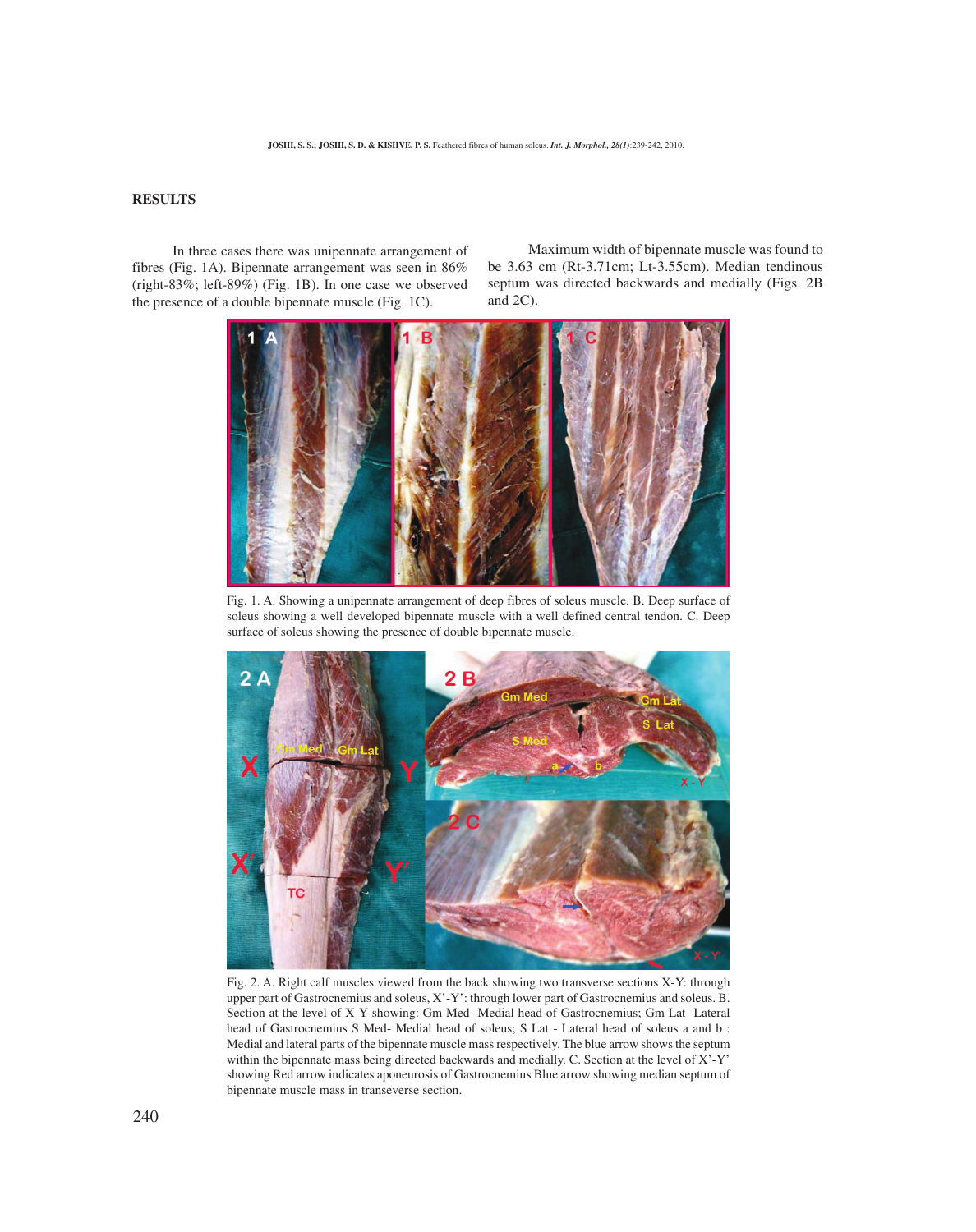## RESULTS

In three cases there was unipennate arrangement of fibres (Fig. 1A). Bipennate arrangement was seen in 86% (right-83%; left-89%) (Fig. 1B). In one case we observed the presence of a double bipennate muscle (Fig. 1C).

Maximum width of bipennate muscle was found to be 3.63 cm (Rt-3.71cm; Lt-3.55cm). Median tendinous septum was directed backwards and medially (Figs. 2B and 2C).

Fig. 1. A. Showing a unipennate arrangement of deep fibres of soleus muscle. B. Deep surface of soleus showing a well developed bipennate muscle with a well defined central tendon. C. Deep surface of soleus showing the presence of double bipennate muscle.

Fig. 2. A. Right calf muscles viewed from the back showing two transverse sections X-Y: through upper part of Gastrocnemius and soleus, X'-Y': through lower part of Gastrocnemius and soleus. B. Section at the level of X-Y showing: Gm Med- Medial head of Gastrocnemius; Gm Lat- Lateral head of Gastrocnemius S Med- Medial head of soleus; S Lat - Lateral head of soleus a and b : Medial and lateral parts of the bipennate muscle mass respectively. The blue arrow shows the septum within the bipennate mass being directed backwards and medially. C. Section at the level of X'-Y' showing Red arrow indicates aponeurosis of Gastrocnemius Blue arrow showing median septum of bipennate muscle mass in transeverse section.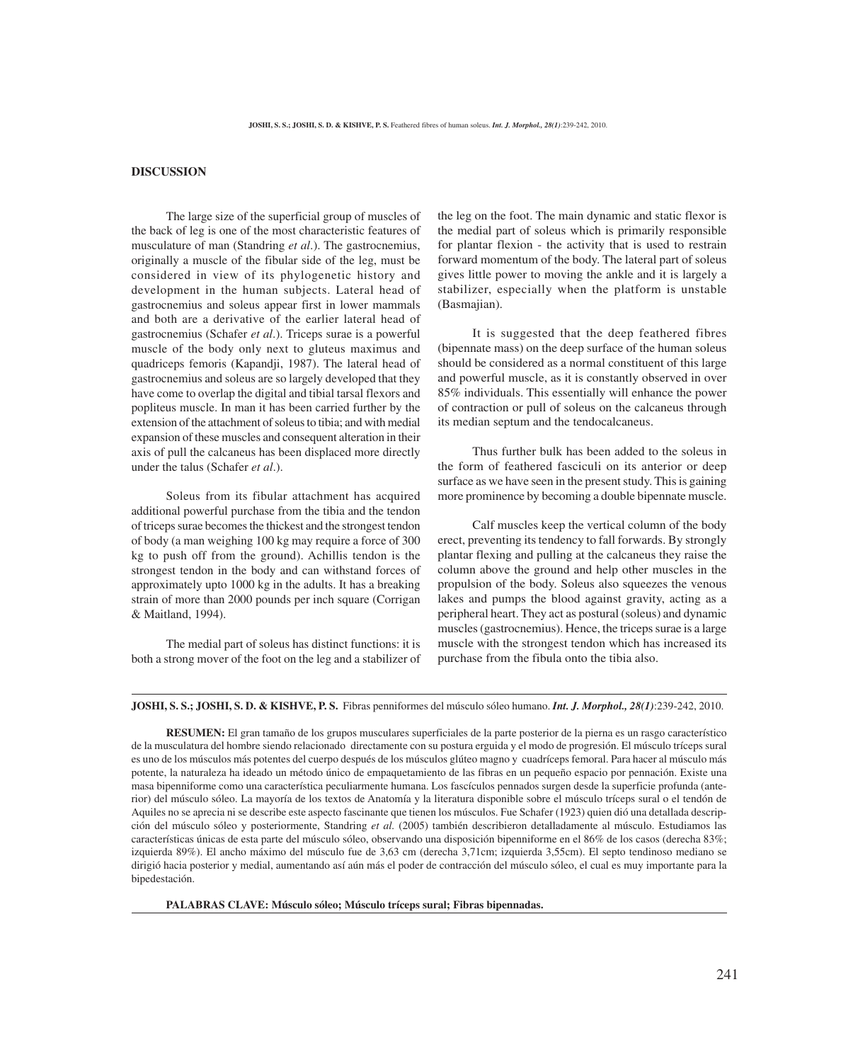## DISCUSSION

The large size of the superficial group of muscles of the back of leg is one of the most characteristic features of musculature of man (Standring *et al*.). The gastrocnemius, originally a muscle of the fibular side of the leg, must be considered in view of its phylogenetic history and development in the human subjects. Lateral head of gastrocnemius and soleus appear first in lower mammals and both are a derivative of the earlier lateral head of gastrocnemius (Schafer *et al*.). Triceps surae is a powerful muscle of the body only next to gluteus maximus and quadriceps femoris (Kapandji, 1987). The lateral head of gastrocnemius and soleus are so largely developed that they have come to overlap the digital and tibial tarsal flexors and popliteus muscle. In man it has been carried further by the extension of the attachment of soleus to tibia; and with medial expansion of these muscles and consequent alteration in their axis of pull the calcaneus has been displaced more directly under the talus (Schafer *et al*.).

Soleus from its fibular attachment has acquired additional powerful purchase from the tibia and the tendon of triceps surae becomes the thickest and the strongest tendon of body (a man weighing 100 kg may require a force of 300 kg to push off from the ground). Achillis tendon is the strongest tendon in the body and can withstand forces of approximately upto 1000 kg in the adults. It has a breaking strain of more than 2000 pounds per inch square (Corrigan & Maitland, 1994).

The medial part of soleus has distinct functions: it is both a strong mover of the foot on the leg and a stabilizer of the leg on the foot. The main dynamic and static flexor is the medial part of soleus which is primarily responsible for plantar flexion - the activity that is used to restrain forward momentum of the body. The lateral part of soleus gives little power to moving the ankle and it is largely a stabilizer, especially when the platform is unstable (Basmajian).

It is suggested that the deep feathered fibres (bipennate mass) on the deep surface of the human soleus should be considered as a normal constituent of this large and powerful muscle, as it is constantly observed in over 85% individuals. This essentially will enhance the power of contraction or pull of soleus on the calcaneus through its median septum and the tendocalcaneus.

Thus further bulk has been added to the soleus in the form of feathered fasciculi on its anterior or deep surface as we have seen in the present study. This is gaining more prominence by becoming a double bipennate muscle.

Calf muscles keep the vertical column of the body erect, preventing its tendency to fall forwards. By strongly plantar flexing and pulling at the calcaneus they raise the column above the ground and help other muscles in the propulsion of the body. Soleus also squeezes the venous lakes and pumps the blood against gravity, acting as a peripheral heart. They act as postural (soleus) and dynamic muscles (gastrocnemius). Hence, the triceps surae is a large muscle with the strongest tendon which has increased its purchase from the fibula onto the tibia also.

---

**JOSHI, S. S.; JOSHI, S. D. & KISHVE, P. S.** Fibras penniformes del músculo sóleo humano. ***Int. J. Morphol., 28(1)***:239-242, 2010.

**RESUMEN:** El gran tamaño de los grupos musculares superficiales de la parte posterior de la pierna es un rasgo característico de la musculatura del hombre siendo relacionado directamente con su postura erguida y el modo de progresión. El músculo tríceps sural es uno de los músculos más potentes del cuerpo después de los músculos glúteo magno y cuadríceps femoral. Para hacer al músculo más potente, la naturaleza ha ideado un método único de empaquetamiento de las fibras en un pequeño espacio por pennación. Existe una masa bipenniforme como una característica peculiarmente humana. Los fascículos pennados surgen desde la superficie profunda (anterior) del músculo sóleo. La mayoría de los textos de Anatomía y la literatura disponible sobre el músculo tríceps sural o el tendón de Aquiles no se aprecia ni se describe este aspecto fascinante que tienen los músculos. Fue Schafer (1923) quien dió una detallada descripción del músculo sóleo y posteriormente, Standring *et al.* (2005) también describieron detalladamente al músculo. Estudiamos las características únicas de esta parte del músculo sóleo, observando una disposición bipenniforme en el 86% de los casos (derecha 83%; izquierda 89%). El ancho máximo del músculo fue de 3,63 cm (derecha 3,71cm; izquierda 3,55cm). El septo tendinoso mediano se dirigió hacia posterior y medial, aumentando así aún más el poder de contracción del músculo sóleo, el cual es muy importante para la bipedestación.

**PALABRAS CLAVE: Músculo sóleo; Músculo tríceps sural; Fibras bipennadas.**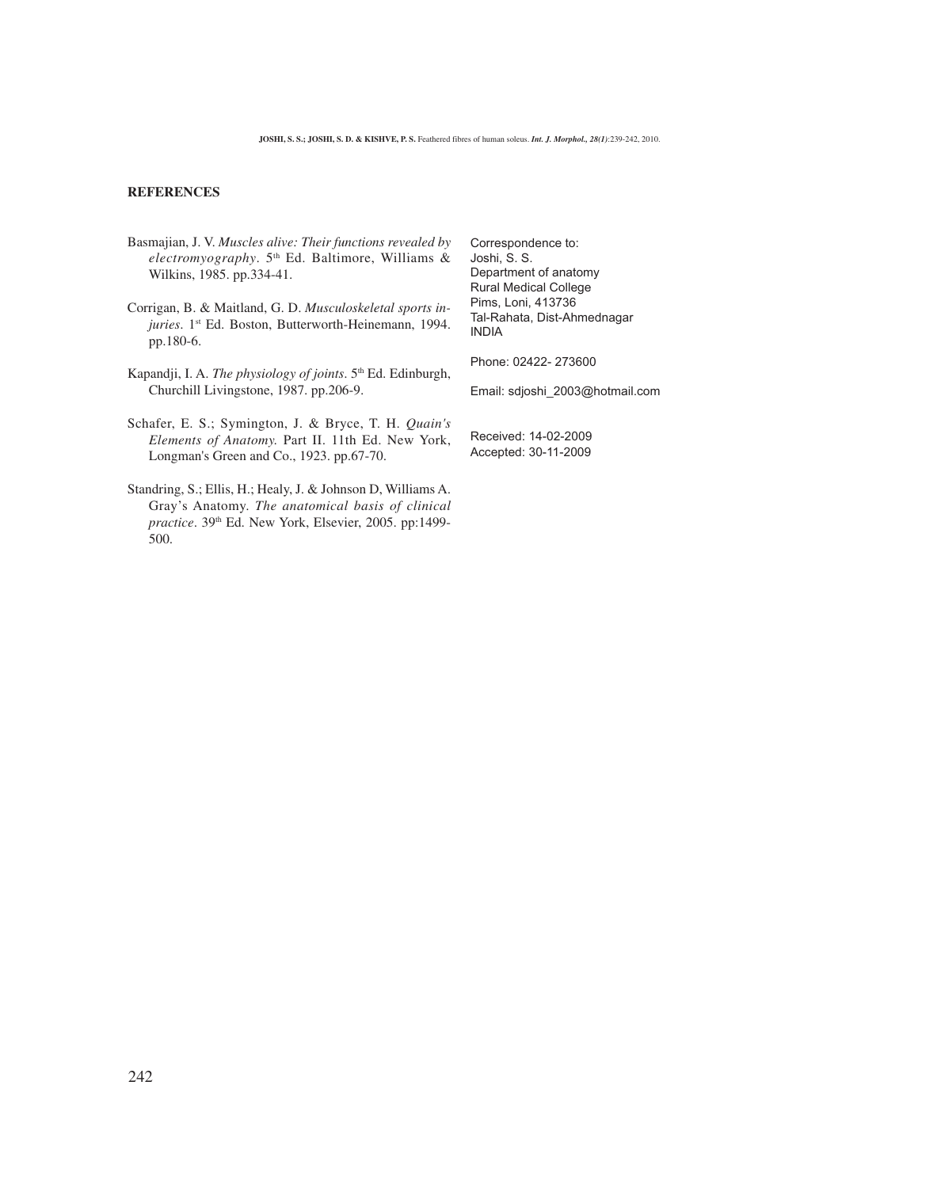## REFERENCES

Basmajian, J. V. *Muscles alive: Their functions revealed by electromyography*. 5th Ed. Baltimore, Williams & Wilkins, 1985. pp.334-41.

Corrigan, B. & Maitland, G. D. *Musculoskeletal sports injuries*. 1st Ed. Boston, Butterworth-Heinemann, 1994. pp.180-6.

Kapandji, I. A. *The physiology of joints*. 5th Ed. Edinburgh, Churchill Livingstone, 1987. pp.206-9.

Schafer, E. S.; Symington, J. & Bryce, T. H. *Quain's Elements of Anatomy.* Part II. 11th Ed. New York, Longman's Green and Co., 1923. pp.67-70.

Standring, S.; Ellis, H.; Healy, J. & Johnson D, Williams A. Gray's Anatomy. *The anatomical basis of clinical practice*. 39th Ed. New York, Elsevier, 2005. pp:1499-500.

Correspondence to:
Joshi, S. S.
Department of anatomy
Rural Medical College
Pims, Loni, 413736
Tal-Rahata, Dist-Ahmednagar
INDIA

Phone: 02422- 273600

Email: sdjoshi_2003@hotmail.com

Received: 14-02-2009
Accepted: 30-11-2009